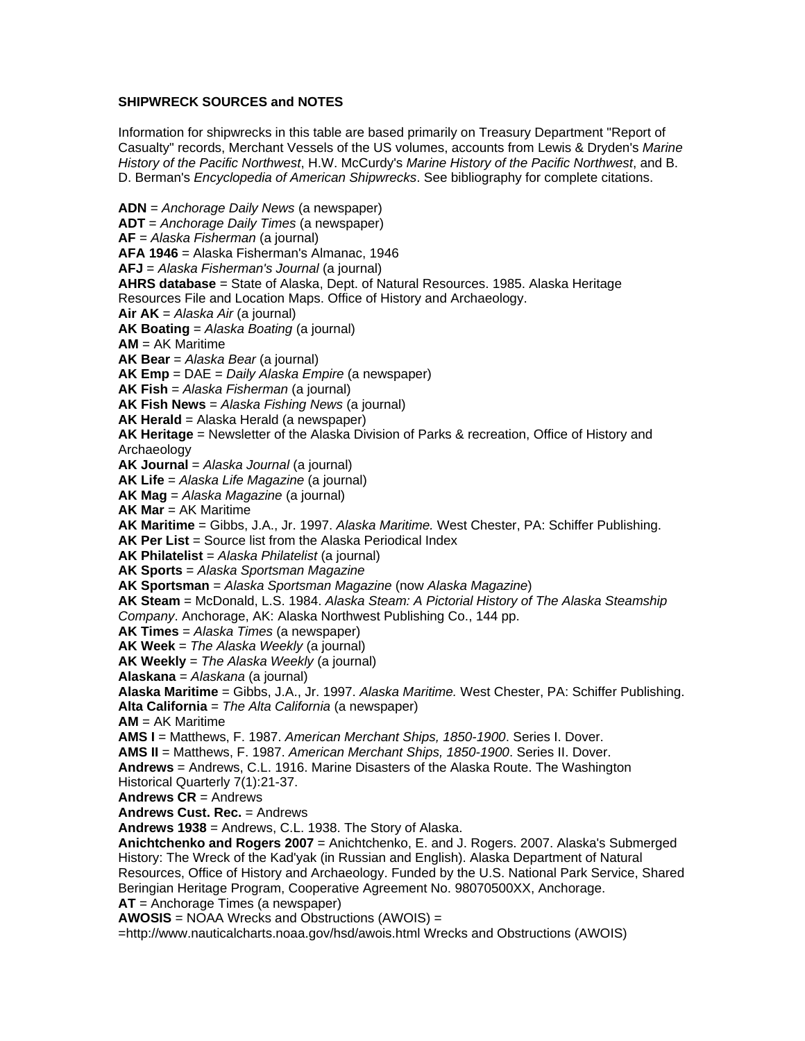**SHIPWRECK SOURCES and NOTES**

Information for shipwrecks in this table are based primarily on Treasury Department "Report of Casualty" records, Merchant Vessels of the US volumes, accounts from Lewis & Dryden's *Marine History of the Pacific Northwest*, H.W. McCurdy's *Marine History of the Pacific Northwest*, and B. D. Berman's *Encyclopedia of American Shipwrecks*. See bibliography for complete citations.

**ADN** = *Anchorage Daily News* (a newspaper)
**ADT** = *Anchorage Daily Times* (a newspaper)
**AF** = *Alaska Fisherman* (a journal)
**AFA 1946** = Alaska Fisherman's Almanac, 1946
**AFJ** = *Alaska Fisherman's Journal* (a journal)
**AHRS database** = State of Alaska, Dept. of Natural Resources. 1985. Alaska Heritage Resources File and Location Maps. Office of History and Archaeology.
**Air AK** = *Alaska Air* (a journal)
**AK Boating** = *Alaska Boating* (a journal)
**AM** = AK Maritime
**AK Bear** = *Alaska Bear* (a journal)
**AK Emp** = DAE = *Daily Alaska Empire* (a newspaper)
**AK Fish** = *Alaska Fisherman* (a journal)
**AK Fish News** = *Alaska Fishing News* (a journal)
**AK Herald** = Alaska Herald (a newspaper)
**AK Heritage** = Newsletter of the Alaska Division of Parks & recreation, Office of History and Archaeology
**AK Journal** = *Alaska Journal* (a journal)
**AK Life** = *Alaska Life Magazine* (a journal)
**AK Mag** = *Alaska Magazine* (a journal)
**AK Mar** = AK Maritime
**AK Maritime** = Gibbs, J.A., Jr. 1997. *Alaska Maritime.* West Chester, PA: Schiffer Publishing.
**AK Per List** = Source list from the Alaska Periodical Index
**AK Philatelist** = *Alaska Philatelist* (a journal)
**AK Sports** = *Alaska Sportsman Magazine*
**AK Sportsman** = *Alaska Sportsman Magazine* (now *Alaska Magazine*)
**AK Steam** = McDonald, L.S. 1984. *Alaska Steam: A Pictorial History of The Alaska Steamship Company*. Anchorage, AK: Alaska Northwest Publishing Co., 144 pp.
**AK Times** = *Alaska Times* (a newspaper)
**AK Week** = *The Alaska Weekly* (a journal)
**AK Weekly** = *The Alaska Weekly* (a journal)
**Alaskana** = *Alaskana* (a journal)
**Alaska Maritime** = Gibbs, J.A., Jr. 1997. *Alaska Maritime.* West Chester, PA: Schiffer Publishing.
**Alta California** = *The Alta California* (a newspaper)
**AM** = AK Maritime
**AMS I** = Matthews, F. 1987. *American Merchant Ships, 1850-1900*. Series I. Dover.
**AMS II** = Matthews, F. 1987. *American Merchant Ships, 1850-1900*. Series II. Dover.
**Andrews** = Andrews, C.L. 1916. Marine Disasters of the Alaska Route. The Washington Historical Quarterly 7(1):21-37.
**Andrews CR** = Andrews
**Andrews Cust. Rec.** = Andrews
**Andrews 1938** = Andrews, C.L. 1938. The Story of Alaska.
**Anichtchenko and Rogers 2007** = Anichtchenko, E. and J. Rogers. 2007. Alaska's Submerged History: The Wreck of the Kad'yak (in Russian and English). Alaska Department of Natural Resources, Office of History and Archaeology. Funded by the U.S. National Park Service, Shared Beringian Heritage Program, Cooperative Agreement No. 98070500XX, Anchorage.
**AT** = Anchorage Times (a newspaper)
**AWOSIS** = NOAA Wrecks and Obstructions (AWOIS) = =http://www.nauticalcharts.noaa.gov/hsd/awois.html Wrecks and Obstructions (AWOIS)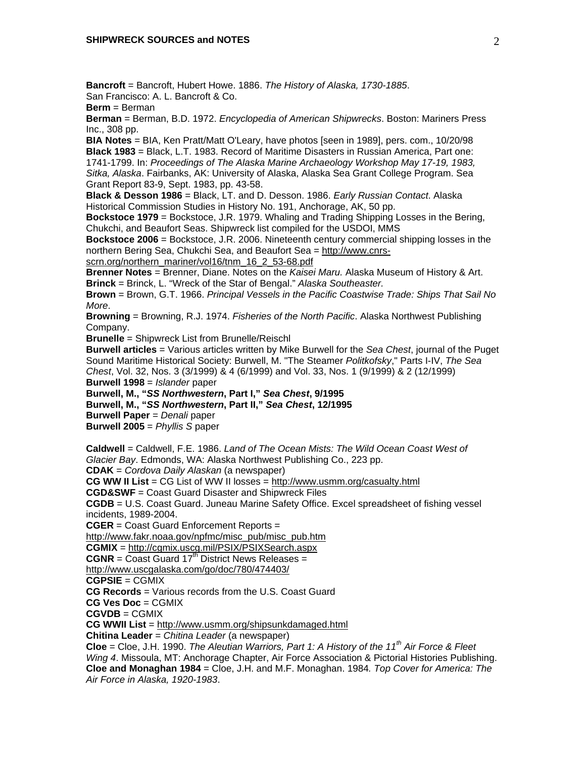**Bancroft** = Bancroft, Hubert Howe. 1886. *The History of Alaska, 1730-1885*. San Francisco: A. L. Bancroft & Co.
**Berm** = Berman
**Berman** = Berman, B.D. 1972. *Encyclopedia of American Shipwrecks*. Boston: Mariners Press Inc., 308 pp.
**BIA Notes** = BIA, Ken Pratt/Matt O'Leary, have photos [seen in 1989], pers. com., 10/20/98
**Black 1983** = Black, L.T. 1983. Record of Maritime Disasters in Russian America, Part one: 1741-1799. In: *Proceedings of The Alaska Marine Archaeology Workshop May 17-19, 1983, Sitka, Alaska*. Fairbanks, AK: University of Alaska, Alaska Sea Grant College Program. Sea Grant Report 83-9, Sept. 1983, pp. 43-58.
**Black & Desson 1986** = Black, LT. and D. Desson. 1986. *Early Russian Contact*. Alaska Historical Commission Studies in History No. 191, Anchorage, AK, 50 pp.
**Bockstoce 1979** = Bockstoce, J.R. 1979. Whaling and Trading Shipping Losses in the Bering, Chukchi, and Beaufort Seas. Shipwreck list compiled for the USDOI, MMS
**Bockstoce 2006** = Bockstoce, J.R. 2006. Nineteenth century commercial shipping losses in the northern Bering Sea, Chukchi Sea, and Beaufort Sea = http://www.cnrs-scrn.org/northern_mariner/vol16/tnm_16_2_53-68.pdf
**Brenner Notes** = Brenner, Diane. Notes on the *Kaisei Maru.* Alaska Museum of History & Art.
**Brinck** = Brinck, L. "Wreck of the Star of Bengal." *Alaska Southeaster.*
**Brown** = Brown, G.T. 1966. *Principal Vessels in the Pacific Coastwise Trade: Ships That Sail No More*.
**Browning** = Browning, R.J. 1974. *Fisheries of the North Pacific*. Alaska Northwest Publishing Company.
**Brunelle** = Shipwreck List from Brunelle/Reischl
**Burwell articles** = Various articles written by Mike Burwell for the *Sea Chest*, journal of the Puget Sound Maritime Historical Society: Burwell, M. "The Steamer *Politkofsky*," Parts I-IV, *The Sea Chest*, Vol. 32, Nos. 3 (3/1999) & 4 (6/1999) and Vol. 33, Nos. 1 (9/1999) & 2 (12/1999)
**Burwell 1998** = *Islander* paper
**Burwell, M., "*SS Northwestern*, Part I," *Sea Chest*, 9/1995**
**Burwell, M., "*SS Northwestern*, Part II," *Sea Chest*, 12/1995**
**Burwell Paper** = *Denali* paper
**Burwell 2005** = *Phyllis S* paper

**Caldwell** = Caldwell, F.E. 1986. *Land of The Ocean Mists: The Wild Ocean Coast West of Glacier Bay*. Edmonds, WA: Alaska Northwest Publishing Co., 223 pp.
**CDAK** = *Cordova Daily Alaskan* (a newspaper)
**CG WW II List** = CG List of WW II losses = http://www.usmm.org/casualty.html
**CGD&SWF** = Coast Guard Disaster and Shipwreck Files
**CGDB** = U.S. Coast Guard. Juneau Marine Safety Office. Excel spreadsheet of fishing vessel incidents, 1989-2004.
**CGER** = Coast Guard Enforcement Reports = http://www.fakr.noaa.gov/npfmc/misc_pub/misc_pub.htm
**CGMIX** = http://cgmix.uscg.mil/PSIX/PSIXSearch.aspx
**CGNR** = Coast Guard 17th District News Releases = http://www.uscgalaska.com/go/doc/780/474403/
**CGPSIE** = CGMIX
**CG Records** = Various records from the U.S. Coast Guard
**CG Ves Doc** = CGMIX
**CGVDB** = CGMIX
**CG WWII List** = http://www.usmm.org/shipsunkdamaged.html
**Chitina Leader** = *Chitina Leader* (a newspaper)
**Cloe** = Cloe, J.H. 1990. *The Aleutian Warriors, Part 1: A History of the 11th Air Force & Fleet Wing 4*. Missoula, MT: Anchorage Chapter, Air Force Association & Pictorial Histories Publishing.
**Cloe and Monaghan 1984** = Cloe, J.H. and M.F. Monaghan. 1984*. Top Cover for America: The Air Force in Alaska, 1920-1983*.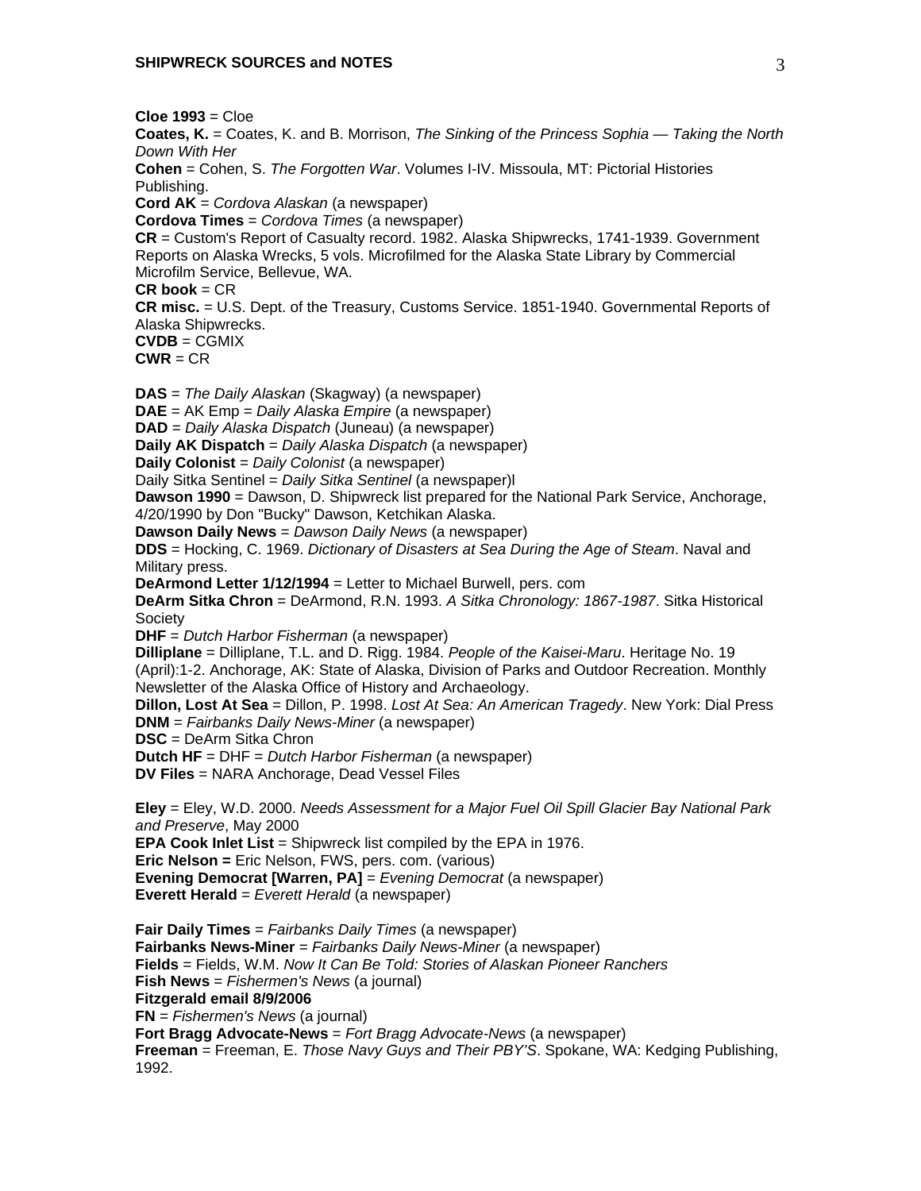**Cloe 1993** = Cloe
**Coates, K.** = Coates, K. and B. Morrison, *The Sinking of the Princess Sophia — Taking the North Down With Her*
**Cohen** = Cohen, S. *The Forgotten War*. Volumes I-IV. Missoula, MT: Pictorial Histories Publishing.
**Cord AK** = *Cordova Alaskan* (a newspaper)
**Cordova Times** = *Cordova Times* (a newspaper)
**CR** = Custom's Report of Casualty record. 1982. Alaska Shipwrecks, 1741-1939. Government Reports on Alaska Wrecks, 5 vols. Microfilmed for the Alaska State Library by Commercial Microfilm Service, Bellevue, WA.
**CR book** = CR
**CR misc.** = U.S. Dept. of the Treasury, Customs Service. 1851-1940. Governmental Reports of Alaska Shipwrecks.
**CVDB** = CGMIX
**CWR** = CR

**DAS** = *The Daily Alaskan* (Skagway) (a newspaper)
**DAE** = AK Emp = *Daily Alaska Empire* (a newspaper)
**DAD** = *Daily Alaska Dispatch* (Juneau) (a newspaper)
**Daily AK Dispatch** = *Daily Alaska Dispatch* (a newspaper)
**Daily Colonist** = *Daily Colonist* (a newspaper)
Daily Sitka Sentinel = *Daily Sitka Sentinel* (a newspaper)l
**Dawson 1990** = Dawson, D. Shipwreck list prepared for the National Park Service, Anchorage, 4/20/1990 by Don "Bucky" Dawson, Ketchikan Alaska.
**Dawson Daily News** = *Dawson Daily News* (a newspaper)
**DDS** = Hocking, C. 1969. *Dictionary of Disasters at Sea During the Age of Steam*. Naval and Military press.
**DeArmond Letter 1/12/1994** = Letter to Michael Burwell, pers. com
**DeArm Sitka Chron** = DeArmond, R.N. 1993. *A Sitka Chronology: 1867-1987*. Sitka Historical Society
**DHF** = *Dutch Harbor Fisherman* (a newspaper)
**Dilliplane** = Dilliplane, T.L. and D. Rigg. 1984. *People of the Kaisei-Maru*. Heritage No. 19 (April):1-2. Anchorage, AK: State of Alaska, Division of Parks and Outdoor Recreation. Monthly Newsletter of the Alaska Office of History and Archaeology.
**Dillon, Lost At Sea** = Dillon, P. 1998. *Lost At Sea: An American Tragedy*. New York: Dial Press
**DNM** = *Fairbanks Daily News-Miner* (a newspaper)
**DSC** = DeArm Sitka Chron
**Dutch HF** = DHF = *Dutch Harbor Fisherman* (a newspaper)
**DV Files** = NARA Anchorage, Dead Vessel Files

**Eley** = Eley, W.D. 2000. *Needs Assessment for a Major Fuel Oil Spill Glacier Bay National Park and Preserve*, May 2000
**EPA Cook Inlet List** = Shipwreck list compiled by the EPA in 1976.
**Eric Nelson =** Eric Nelson, FWS, pers. com. (various)
**Evening Democrat [Warren, PA]** = *Evening Democrat* (a newspaper)
**Everett Herald** = *Everett Herald* (a newspaper)

**Fair Daily Times** = *Fairbanks Daily Times* (a newspaper)
**Fairbanks News-Miner** = *Fairbanks Daily News-Miner* (a newspaper)
**Fields** = Fields, W.M. *Now It Can Be Told: Stories of Alaskan Pioneer Ranchers*
**Fish News** = *Fishermen's News* (a journal)
**Fitzgerald email 8/9/2006**
**FN** = *Fishermen's News* (a journal)
**Fort Bragg Advocate-News** = *Fort Bragg Advocate-News* (a newspaper)
**Freeman** = Freeman, E. *Those Navy Guys and Their PBY'S*. Spokane, WA: Kedging Publishing, 1992.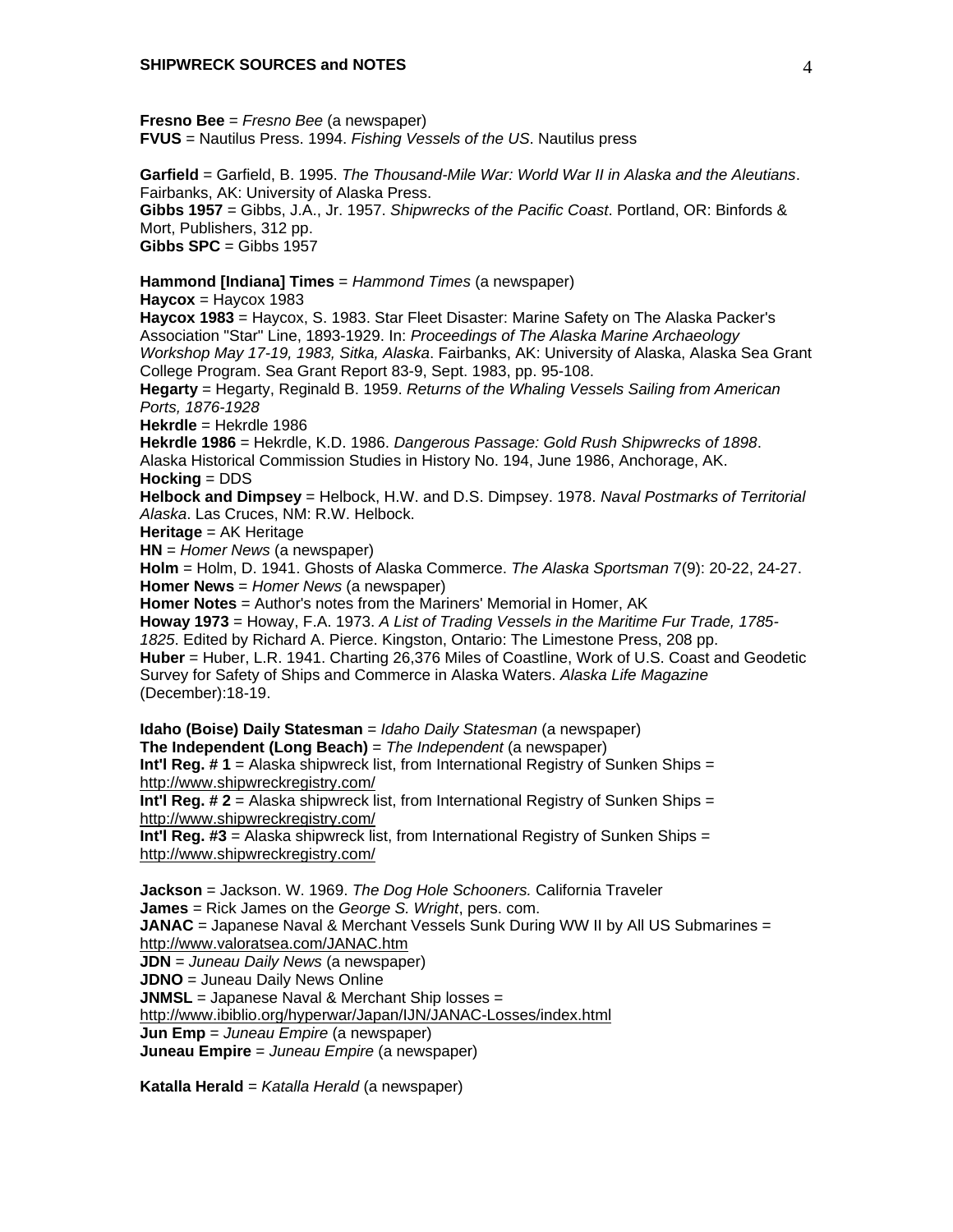**Fresno Bee** = *Fresno Bee* (a newspaper)
**FVUS** = Nautilus Press. 1994. *Fishing Vessels of the US*. Nautilus press

**Garfield** = Garfield, B. 1995. *The Thousand-Mile War: World War II in Alaska and the Aleutians*. Fairbanks, AK: University of Alaska Press.
**Gibbs 1957** = Gibbs, J.A., Jr. 1957. *Shipwrecks of the Pacific Coast*. Portland, OR: Binfords & Mort, Publishers, 312 pp.
**Gibbs SPC** = Gibbs 1957

**Hammond [Indiana] Times** = *Hammond Times* (a newspaper)
**Haycox** = Haycox 1983
**Haycox 1983** = Haycox, S. 1983. Star Fleet Disaster: Marine Safety on The Alaska Packer's Association "Star" Line, 1893-1929. In: *Proceedings of The Alaska Marine Archaeology Workshop May 17-19, 1983, Sitka, Alaska*. Fairbanks, AK: University of Alaska, Alaska Sea Grant College Program. Sea Grant Report 83-9, Sept. 1983, pp. 95-108.
**Hegarty** = Hegarty, Reginald B. 1959. *Returns of the Whaling Vessels Sailing from American Ports, 1876-1928*
**Hekrdle** = Hekrdle 1986
**Hekrdle 1986** = Hekrdle, K.D. 1986. *Dangerous Passage: Gold Rush Shipwrecks of 1898*. Alaska Historical Commission Studies in History No. 194, June 1986, Anchorage, AK.
**Hocking** = DDS
**Helbock and Dimpsey** = Helbock, H.W. and D.S. Dimpsey. 1978. *Naval Postmarks of Territorial Alaska*. Las Cruces, NM: R.W. Helbock.
**Heritage** = AK Heritage
**HN** = *Homer News* (a newspaper)
**Holm** = Holm, D. 1941. Ghosts of Alaska Commerce. *The Alaska Sportsman* 7(9): 20-22, 24-27.
**Homer News** = *Homer News* (a newspaper)
**Homer Notes** = Author's notes from the Mariners' Memorial in Homer, AK
**Howay 1973** = Howay, F.A. 1973. *A List of Trading Vessels in the Maritime Fur Trade, 1785-1825*. Edited by Richard A. Pierce. Kingston, Ontario: The Limestone Press, 208 pp.
**Huber** = Huber, L.R. 1941. Charting 26,376 Miles of Coastline, Work of U.S. Coast and Geodetic Survey for Safety of Ships and Commerce in Alaska Waters. *Alaska Life Magazine* (December):18-19.

**Idaho (Boise) Daily Statesman** = *Idaho Daily Statesman* (a newspaper)
**The Independent (Long Beach)** = *The Independent* (a newspaper)
**Int'l Reg. # 1** = Alaska shipwreck list, from International Registry of Sunken Ships = http://www.shipwreckregistry.com/
**Int'l Reg. # 2** = Alaska shipwreck list, from International Registry of Sunken Ships = http://www.shipwreckregistry.com/
**Int'l Reg. #3** = Alaska shipwreck list, from International Registry of Sunken Ships = http://www.shipwreckregistry.com/

**Jackson** = Jackson. W. 1969. *The Dog Hole Schooners.* California Traveler
**James** = Rick James on the *George S. Wright*, pers. com.
**JANAC** = Japanese Naval & Merchant Vessels Sunk During WW II by All US Submarines = http://www.valoratsea.com/JANAC.htm
**JDN** = *Juneau Daily News* (a newspaper)
**JDNO** = Juneau Daily News Online
**JNMSL** = Japanese Naval & Merchant Ship losses = http://www.ibiblio.org/hyperwar/Japan/IJN/JANAC-Losses/index.html
**Jun Emp** = *Juneau Empire* (a newspaper)
**Juneau Empire** = *Juneau Empire* (a newspaper)

**Katalla Herald** = *Katalla Herald* (a newspaper)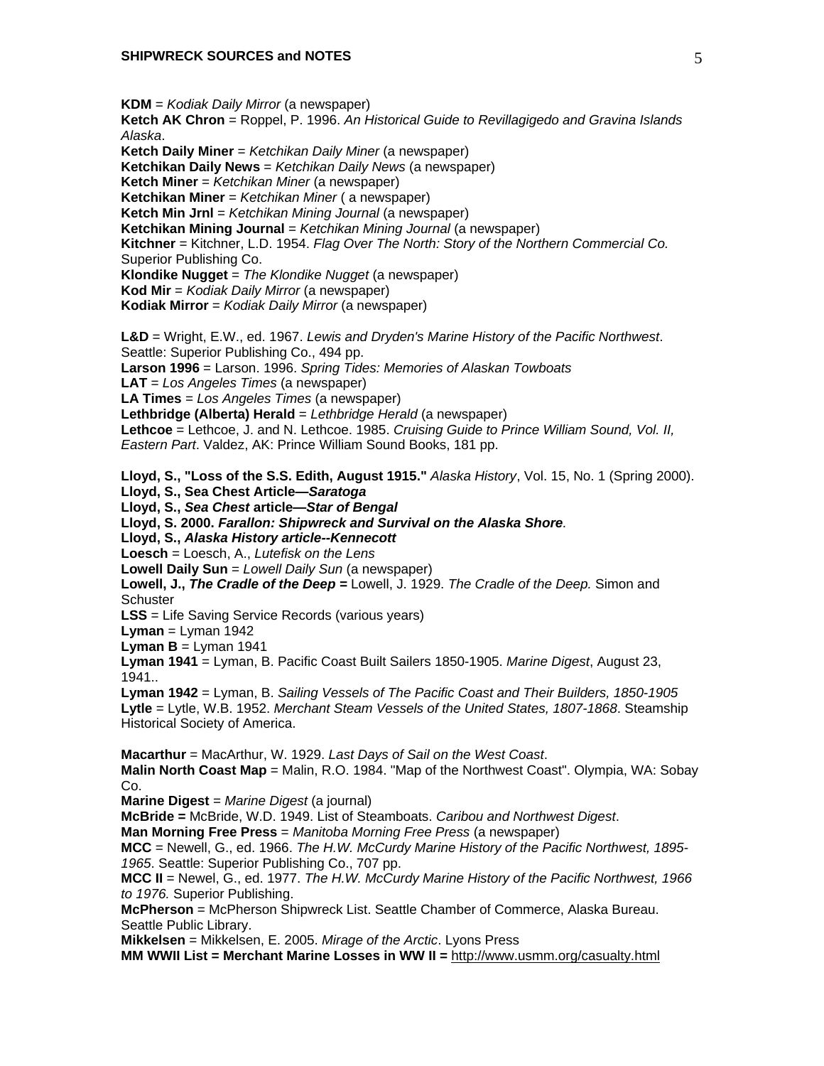**KDM** = *Kodiak Daily Mirror* (a newspaper)
**Ketch AK Chron** = Roppel, P. 1996. *An Historical Guide to Revillagigedo and Gravina Islands Alaska*.
**Ketch Daily Miner** = *Ketchikan Daily Miner* (a newspaper)
**Ketchikan Daily News** = *Ketchikan Daily News* (a newspaper)
**Ketch Miner** = *Ketchikan Miner* (a newspaper)
**Ketchikan Miner** = *Ketchikan Miner* ( a newspaper)
**Ketch Min Jrnl** = *Ketchikan Mining Journal* (a newspaper)
**Ketchikan Mining Journal** = *Ketchikan Mining Journal* (a newspaper)
**Kitchner** = Kitchner, L.D. 1954. *Flag Over The North: Story of the Northern Commercial Co.* Superior Publishing Co.
**Klondike Nugget** = *The Klondike Nugget* (a newspaper)
**Kod Mir** = *Kodiak Daily Mirror* (a newspaper)
**Kodiak Mirror** = *Kodiak Daily Mirror* (a newspaper)

**L&D** = Wright, E.W., ed. 1967. *Lewis and Dryden's Marine History of the Pacific Northwest*. Seattle: Superior Publishing Co., 494 pp.
**Larson 1996** = Larson. 1996. *Spring Tides: Memories of Alaskan Towboats*
**LAT** = *Los Angeles Times* (a newspaper)
**LA Times** = *Los Angeles Times* (a newspaper)
**Lethbridge (Alberta) Herald** = *Lethbridge Herald* (a newspaper)
**Lethcoe** = Lethcoe, J. and N. Lethcoe. 1985. *Cruising Guide to Prince William Sound, Vol. II, Eastern Part*. Valdez, AK: Prince William Sound Books, 181 pp.

**Lloyd, S., "Loss of the S.S. Edith, August 1915."** *Alaska History*, Vol. 15, No. 1 (Spring 2000).
**Lloyd, S., Sea Chest Article—*Saratoga***
**Lloyd, S., *Sea Chest* article—*Star of Bengal***
**Lloyd, S. 2000. *Farallon: Shipwreck and Survival on the Alaska Shore*.**
**Lloyd, S., *Alaska History article--Kennecott***
**Loesch** = Loesch, A., *Lutefisk on the Lens*
**Lowell Daily Sun** = *Lowell Daily Sun* (a newspaper)
**Lowell, J., *The Cradle of the Deep* =** Lowell, J. 1929. *The Cradle of the Deep.* Simon and Schuster
**LSS** = Life Saving Service Records (various years)
**Lyman** = Lyman 1942
**Lyman B** = Lyman 1941
**Lyman 1941** = Lyman, B. Pacific Coast Built Sailers 1850-1905. *Marine Digest*, August 23, 1941..
**Lyman 1942** = Lyman, B. *Sailing Vessels of The Pacific Coast and Their Builders, 1850-1905*
**Lytle** = Lytle, W.B. 1952. *Merchant Steam Vessels of the United States, 1807-1868*. Steamship Historical Society of America.

**Macarthur** = MacArthur, W. 1929. *Last Days of Sail on the West Coast*.
**Malin North Coast Map** = Malin, R.O. 1984. "Map of the Northwest Coast". Olympia, WA: Sobay Co.
**Marine Digest** = *Marine Digest* (a journal)
**McBride =** McBride, W.D. 1949. List of Steamboats. *Caribou and Northwest Digest*.
**Man Morning Free Press** = *Manitoba Morning Free Press* (a newspaper)
**MCC** = Newell, G., ed. 1966. *The H.W. McCurdy Marine History of the Pacific Northwest, 1895-1965*. Seattle: Superior Publishing Co., 707 pp.
**MCC II** = Newel, G., ed. 1977. *The H.W. McCurdy Marine History of the Pacific Northwest, 1966 to 1976.* Superior Publishing.
**McPherson** = McPherson Shipwreck List. Seattle Chamber of Commerce, Alaska Bureau. Seattle Public Library.
**Mikkelsen** = Mikkelsen, E. 2005. *Mirage of the Arctic*. Lyons Press
**MM WWII List = Merchant Marine Losses in WW II =** http://www.usmm.org/casualty.html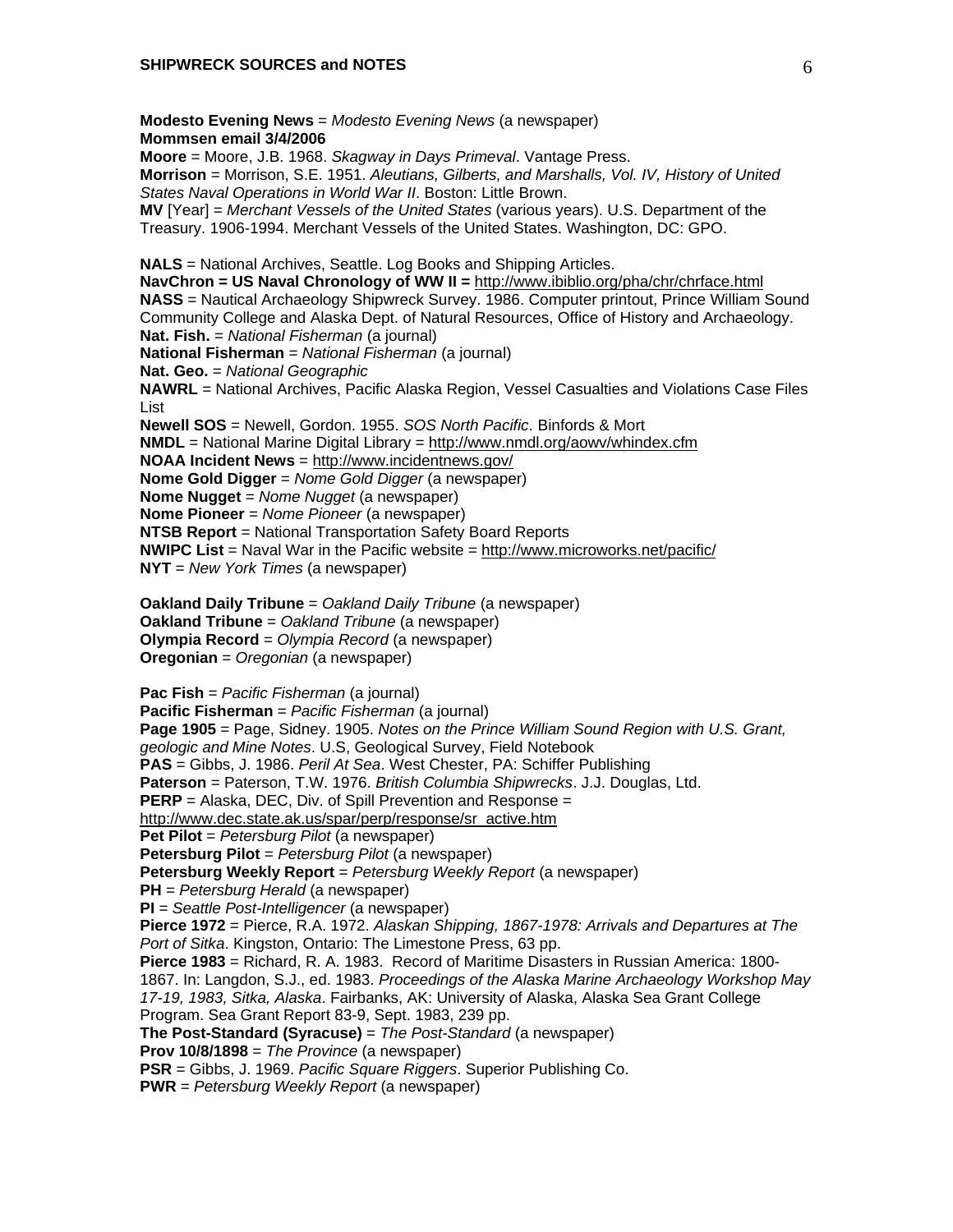**Modesto Evening News** = *Modesto Evening News* (a newspaper)
**Mommsen email 3/4/2006**
**Moore** = Moore, J.B. 1968. *Skagway in Days Primeval*. Vantage Press.
**Morrison** = Morrison, S.E. 1951. *Aleutians, Gilberts, and Marshalls, Vol. IV, History of United States Naval Operations in World War II*. Boston: Little Brown.
**MV** [Year] = *Merchant Vessels of the United States* (various years). U.S. Department of the Treasury. 1906-1994. Merchant Vessels of the United States. Washington, DC: GPO.

**NALS** = National Archives, Seattle. Log Books and Shipping Articles.
**NavChron = US Naval Chronology of WW II =** http://www.ibiblio.org/pha/chr/chrface.html
**NASS** = Nautical Archaeology Shipwreck Survey. 1986. Computer printout, Prince William Sound Community College and Alaska Dept. of Natural Resources, Office of History and Archaeology.
**Nat. Fish.** = *National Fisherman* (a journal)
**National Fisherman** = *National Fisherman* (a journal)
**Nat. Geo.** = *National Geographic*
**NAWRL** = National Archives, Pacific Alaska Region, Vessel Casualties and Violations Case Files List
**Newell SOS** = Newell, Gordon. 1955. *SOS North Pacific*. Binfords & Mort
**NMDL** = National Marine Digital Library = http://www.nmdl.org/aowv/whindex.cfm
**NOAA Incident News** = http://www.incidentnews.gov/
**Nome Gold Digger** = *Nome Gold Digger* (a newspaper)
**Nome Nugget** = *Nome Nugget* (a newspaper)
**Nome Pioneer** = *Nome Pioneer* (a newspaper)
**NTSB Report** = National Transportation Safety Board Reports
**NWIPC List** = Naval War in the Pacific website = http://www.microworks.net/pacific/
**NYT** = *New York Times* (a newspaper)

**Oakland Daily Tribune** = *Oakland Daily Tribune* (a newspaper)
**Oakland Tribune** = *Oakland Tribune* (a newspaper)
**Olympia Record** = *Olympia Record* (a newspaper)
**Oregonian** = *Oregonian* (a newspaper)

**Pac Fish** = *Pacific Fisherman* (a journal)
**Pacific Fisherman** = *Pacific Fisherman* (a journal)
**Page 1905** = Page, Sidney. 1905. *Notes on the Prince William Sound Region with U.S. Grant, geologic and Mine Notes*. U.S, Geological Survey, Field Notebook
**PAS** = Gibbs, J. 1986. *Peril At Sea*. West Chester, PA: Schiffer Publishing
**Paterson** = Paterson, T.W. 1976. *British Columbia Shipwrecks*. J.J. Douglas, Ltd.
**PERP** = Alaska, DEC, Div. of Spill Prevention and Response = http://www.dec.state.ak.us/spar/perp/response/sr_active.htm
**Pet Pilot** = *Petersburg Pilot* (a newspaper)
**Petersburg Pilot** = *Petersburg Pilot* (a newspaper)
**Petersburg Weekly Report** = *Petersburg Weekly Report* (a newspaper)
**PH** = *Petersburg Herald* (a newspaper)
**PI** = *Seattle Post-Intelligencer* (a newspaper)
**Pierce 1972** = Pierce, R.A. 1972. *Alaskan Shipping, 1867-1978: Arrivals and Departures at The Port of Sitka*. Kingston, Ontario: The Limestone Press, 63 pp.
**Pierce 1983** = Richard, R. A. 1983. Record of Maritime Disasters in Russian America: 1800-1867. In: Langdon, S.J., ed. 1983. *Proceedings of the Alaska Marine Archaeology Workshop May 17-19, 1983, Sitka, Alaska*. Fairbanks, AK: University of Alaska, Alaska Sea Grant College Program. Sea Grant Report 83-9, Sept. 1983, 239 pp.
**The Post-Standard (Syracuse)** = *The Post-Standard* (a newspaper)
**Prov 10/8/1898** = *The Province* (a newspaper)
**PSR** = Gibbs, J. 1969. *Pacific Square Riggers*. Superior Publishing Co.
**PWR** = *Petersburg Weekly Report* (a newspaper)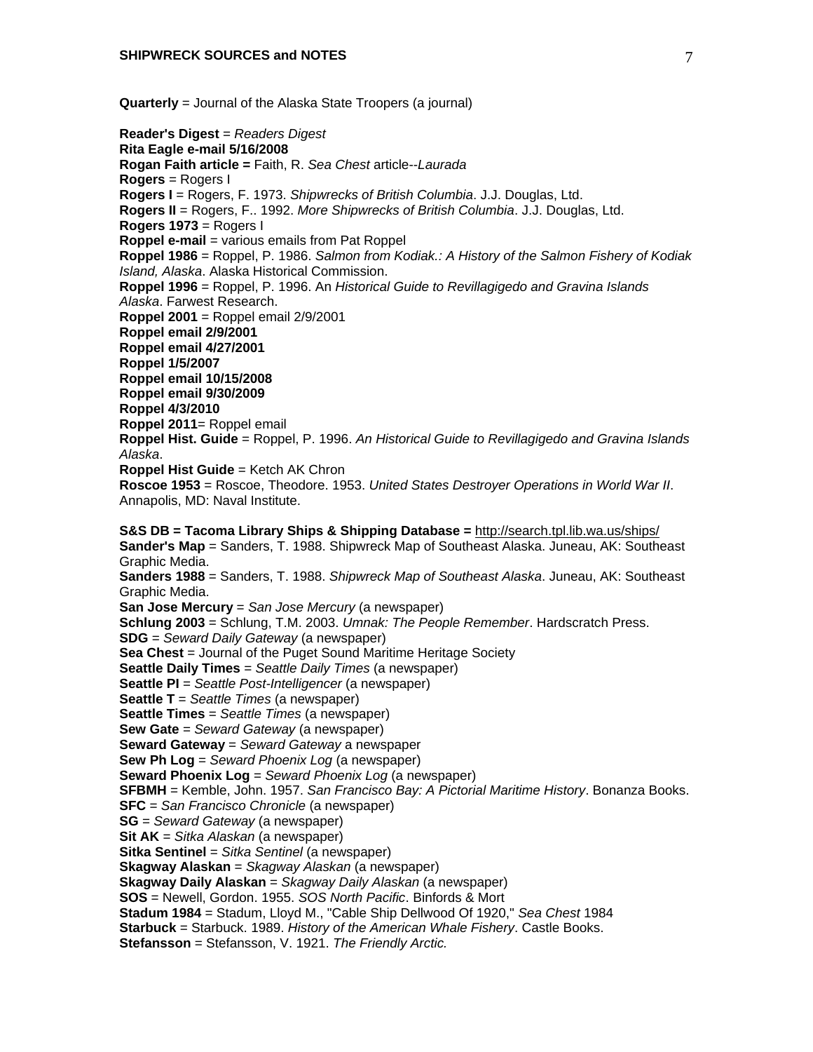**Quarterly** = Journal of the Alaska State Troopers (a journal)

**Reader's Digest** = *Readers Digest*
**Rita Eagle e-mail 5/16/2008**
**Rogan Faith article =** Faith, R. *Sea Chest* article--*Laurada*
**Rogers** = Rogers I
**Rogers I** = Rogers, F. 1973. *Shipwrecks of British Columbia*. J.J. Douglas, Ltd.
**Rogers II** = Rogers, F.. 1992. *More Shipwrecks of British Columbia*. J.J. Douglas, Ltd.
**Rogers 1973** = Rogers I
**Roppel e-mail** = various emails from Pat Roppel
**Roppel 1986** = Roppel, P. 1986. *Salmon from Kodiak.: A History of the Salmon Fishery of Kodiak Island, Alaska*. Alaska Historical Commission.
**Roppel 1996** = Roppel, P. 1996. An *Historical Guide to Revillagigedo and Gravina Islands Alaska*. Farwest Research.
**Roppel 2001** = Roppel email 2/9/2001
**Roppel email 2/9/2001**
**Roppel email 4/27/2001**
**Roppel 1/5/2007**
**Roppel email 10/15/2008**
**Roppel email 9/30/2009**
**Roppel 4/3/2010**
**Roppel 2011**= Roppel email
**Roppel Hist. Guide** = Roppel, P. 1996. *An Historical Guide to Revillagigedo and Gravina Islands Alaska*.
**Roppel Hist Guide** = Ketch AK Chron
**Roscoe 1953** = Roscoe, Theodore. 1953. *United States Destroyer Operations in World War II*. Annapolis, MD: Naval Institute.

**S&S DB = Tacoma Library Ships & Shipping Database =** http://search.tpl.lib.wa.us/ships/
**Sander's Map** = Sanders, T. 1988. Shipwreck Map of Southeast Alaska. Juneau, AK: Southeast Graphic Media.
**Sanders 1988** = Sanders, T. 1988. *Shipwreck Map of Southeast Alaska*. Juneau, AK: Southeast Graphic Media.
**San Jose Mercury** = *San Jose Mercury* (a newspaper)
**Schlung 2003** = Schlung, T.M. 2003. *Umnak: The People Remember*. Hardscratch Press.
**SDG** = *Seward Daily Gateway* (a newspaper)
**Sea Chest** = Journal of the Puget Sound Maritime Heritage Society
**Seattle Daily Times** = *Seattle Daily Times* (a newspaper)
**Seattle PI** = *Seattle Post-Intelligencer* (a newspaper)
**Seattle T** = *Seattle Times* (a newspaper)
**Seattle Times** = *Seattle Times* (a newspaper)
**Sew Gate** = *Seward Gateway* (a newspaper)
**Seward Gateway** = *Seward Gateway* a newspaper
**Sew Ph Log** = *Seward Phoenix Log* (a newspaper)
**Seward Phoenix Log** = *Seward Phoenix Log* (a newspaper)
**SFBMH** = Kemble, John. 1957. *San Francisco Bay: A Pictorial Maritime History*. Bonanza Books.
**SFC** = *San Francisco Chronicle* (a newspaper)
**SG** = *Seward Gateway* (a newspaper)
**Sit AK** = *Sitka Alaskan* (a newspaper)
**Sitka Sentinel** = *Sitka Sentinel* (a newspaper)
**Skagway Alaskan** = *Skagway Alaskan* (a newspaper)
**Skagway Daily Alaskan** = *Skagway Daily Alaskan* (a newspaper)
**SOS** = Newell, Gordon. 1955. *SOS North Pacific*. Binfords & Mort
**Stadum 1984** = Stadum, Lloyd M., "Cable Ship Dellwood Of 1920," *Sea Chest* 1984
**Starbuck** = Starbuck. 1989. *History of the American Whale Fishery*. Castle Books.
**Stefansson** = Stefansson, V. 1921. *The Friendly Arctic.*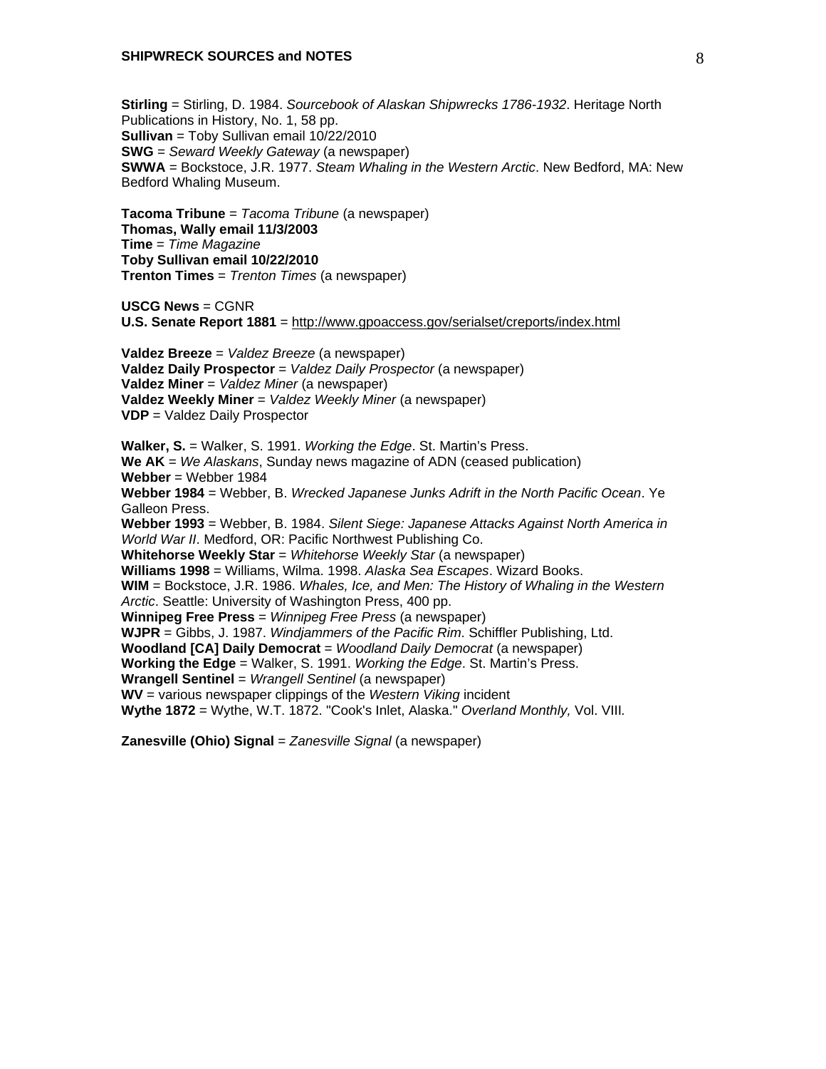**Stirling** = Stirling, D. 1984. *Sourcebook of Alaskan Shipwrecks 1786-1932*. Heritage North Publications in History, No. 1, 58 pp.
**Sullivan** = Toby Sullivan email 10/22/2010
**SWG** = *Seward Weekly Gateway* (a newspaper)
**SWWA** = Bockstoce, J.R. 1977. *Steam Whaling in the Western Arctic*. New Bedford, MA: New Bedford Whaling Museum.

**Tacoma Tribune** = *Tacoma Tribune* (a newspaper)
**Thomas, Wally email 11/3/2003**
**Time** = *Time Magazine*
**Toby Sullivan email 10/22/2010**
**Trenton Times** = *Trenton Times* (a newspaper)

**USCG News** = CGNR
**U.S. Senate Report 1881** = http://www.gpoaccess.gov/serialset/creports/index.html

**Valdez Breeze** = *Valdez Breeze* (a newspaper)
**Valdez Daily Prospector** = *Valdez Daily Prospector* (a newspaper)
**Valdez Miner** = *Valdez Miner* (a newspaper)
**Valdez Weekly Miner** = *Valdez Weekly Miner* (a newspaper)
**VDP** = Valdez Daily Prospector

**Walker, S.** = Walker, S. 1991. *Working the Edge*. St. Martin's Press.
**We AK** = *We Alaskans*, Sunday news magazine of ADN (ceased publication)
**Webber** = Webber 1984
**Webber 1984** = Webber, B. *Wrecked Japanese Junks Adrift in the North Pacific Ocean*. Ye Galleon Press.
**Webber 1993** = Webber, B. 1984. *Silent Siege: Japanese Attacks Against North America in World War II*. Medford, OR: Pacific Northwest Publishing Co.
**Whitehorse Weekly Star** = *Whitehorse Weekly Star* (a newspaper)
**Williams 1998** = Williams, Wilma. 1998. *Alaska Sea Escapes*. Wizard Books.
**WIM** = Bockstoce, J.R. 1986. *Whales, Ice, and Men: The History of Whaling in the Western Arctic*. Seattle: University of Washington Press, 400 pp.
**Winnipeg Free Press** = *Winnipeg Free Press* (a newspaper)
**WJPR** = Gibbs, J. 1987. *Windjammers of the Pacific Rim*. Schiffler Publishing, Ltd.
**Woodland [CA] Daily Democrat** = *Woodland Daily Democrat* (a newspaper)
**Working the Edge** = Walker, S. 1991. *Working the Edge*. St. Martin's Press.
**Wrangell Sentinel** = *Wrangell Sentinel* (a newspaper)
**WV** = various newspaper clippings of the *Western Viking* incident
**Wythe 1872** = Wythe, W.T. 1872. "Cook's Inlet, Alaska." *Overland Monthly,* Vol. VIII.

**Zanesville (Ohio) Signal** = *Zanesville Signal* (a newspaper)